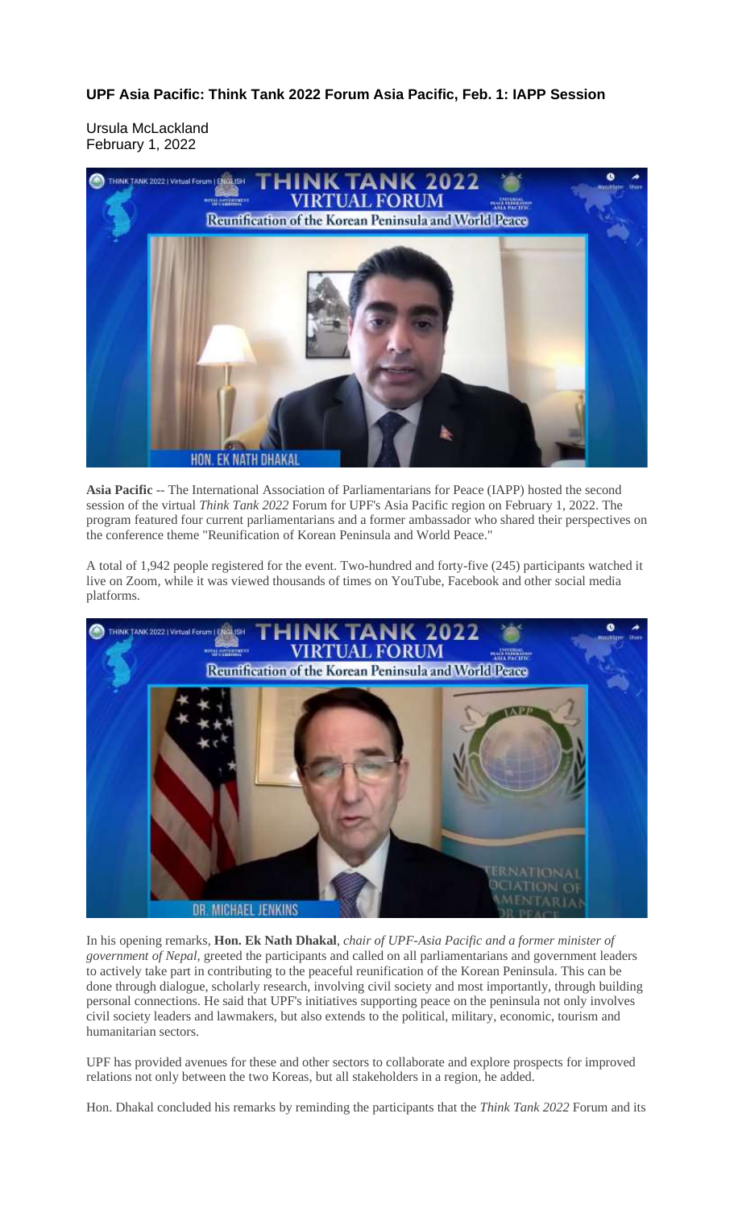**UPF Asia Pacific: Think Tank 2022 Forum Asia Pacific, Feb. 1: IAPP Session**

Ursula McLackland
February 1, 2022

**Asia Pacific** -- The International Association of Parliamentarians for Peace (IAPP) hosted the second session of the virtual *Think Tank 2022* Forum for UPF's Asia Pacific region on February 1, 2022. The program featured four current parliamentarians and a former ambassador who shared their perspectives on the conference theme "Reunification of Korean Peninsula and World Peace."

A total of 1,942 people registered for the event. Two-hundred and forty-five (245) participants watched it live on Zoom, while it was viewed thousands of times on YouTube, Facebook and other social media platforms.

In his opening remarks, **Hon. Ek Nath Dhakal**, *chair of UPF-Asia Pacific and a former minister of government of Nepal*, greeted the participants and called on all parliamentarians and government leaders to actively take part in contributing to the peaceful reunification of the Korean Peninsula. This can be done through dialogue, scholarly research, involving civil society and most importantly, through building personal connections. He said that UPF's initiatives supporting peace on the peninsula not only involves civil society leaders and lawmakers, but also extends to the political, military, economic, tourism and humanitarian sectors.

UPF has provided avenues for these and other sectors to collaborate and explore prospects for improved relations not only between the two Koreas, but all stakeholders in a region, he added.

Hon. Dhakal concluded his remarks by reminding the participants that the *Think Tank 2022* Forum and its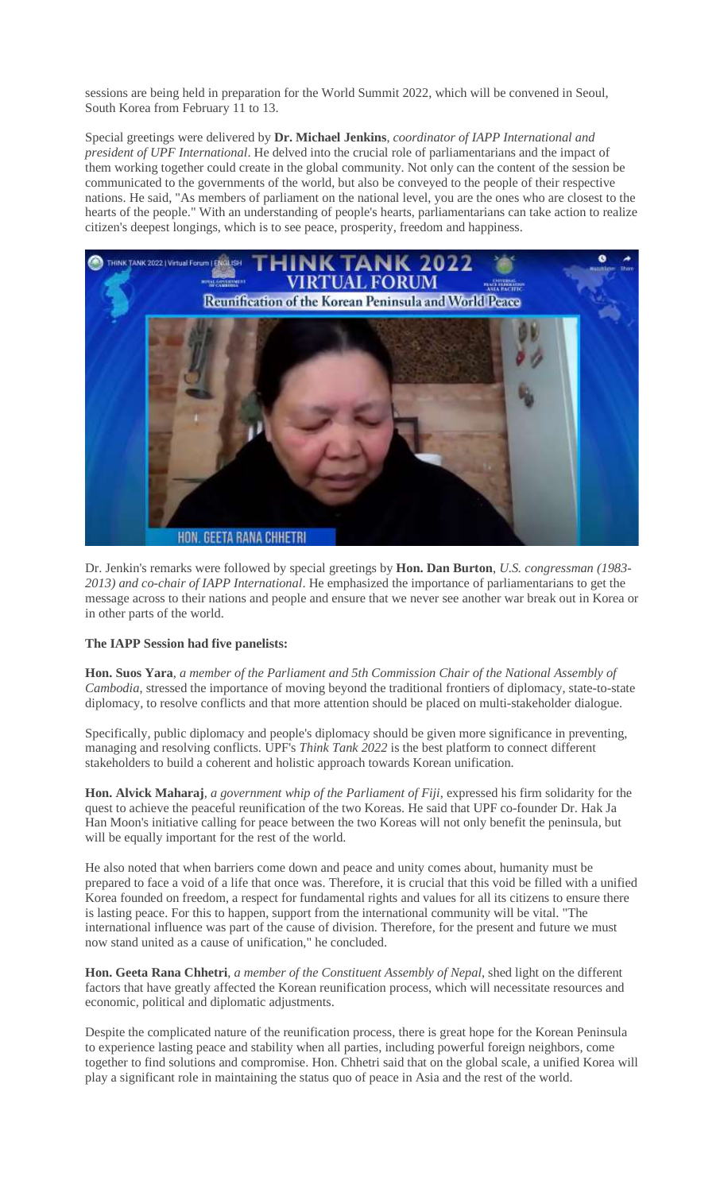sessions are being held in preparation for the World Summit 2022, which will be convened in Seoul, South Korea from February 11 to 13.

Special greetings were delivered by **Dr. Michael Jenkins**, *coordinator of IAPP International and president of UPF International*. He delved into the crucial role of parliamentarians and the impact of them working together could create in the global community. Not only can the content of the session be communicated to the governments of the world, but also be conveyed to the people of their respective nations. He said, "As members of parliament on the national level, you are the ones who are closest to the hearts of the people." With an understanding of people's hearts, parliamentarians can take action to realize citizen's deepest longings, which is to see peace, prosperity, freedom and happiness.

Dr. Jenkin's remarks were followed by special greetings by **Hon. Dan Burton**, *U.S. congressman (1983-2013) and co-chair of IAPP International*. He emphasized the importance of parliamentarians to get the message across to their nations and people and ensure that we never see another war break out in Korea or in other parts of the world.

**The IAPP Session had five panelists:**

**Hon. Suos Yara**, *a member of the Parliament and 5th Commission Chair of the National Assembly of Cambodia*, stressed the importance of moving beyond the traditional frontiers of diplomacy, state-to-state diplomacy, to resolve conflicts and that more attention should be placed on multi-stakeholder dialogue.

Specifically, public diplomacy and people's diplomacy should be given more significance in preventing, managing and resolving conflicts. UPF's *Think Tank 2022* is the best platform to connect different stakeholders to build a coherent and holistic approach towards Korean unification.

**Hon. Alvick Maharaj**, *a government whip of the Parliament of Fiji*, expressed his firm solidarity for the quest to achieve the peaceful reunification of the two Koreas. He said that UPF co-founder Dr. Hak Ja Han Moon's initiative calling for peace between the two Koreas will not only benefit the peninsula, but will be equally important for the rest of the world.

He also noted that when barriers come down and peace and unity comes about, humanity must be prepared to face a void of a life that once was. Therefore, it is crucial that this void be filled with a unified Korea founded on freedom, a respect for fundamental rights and values for all its citizens to ensure there is lasting peace. For this to happen, support from the international community will be vital. "The international influence was part of the cause of division. Therefore, for the present and future we must now stand united as a cause of unification," he concluded.

**Hon. Geeta Rana Chhetri**, *a member of the Constituent Assembly of Nepal*, shed light on the different factors that have greatly affected the Korean reunification process, which will necessitate resources and economic, political and diplomatic adjustments.

Despite the complicated nature of the reunification process, there is great hope for the Korean Peninsula to experience lasting peace and stability when all parties, including powerful foreign neighbors, come together to find solutions and compromise. Hon. Chhetri said that on the global scale, a unified Korea will play a significant role in maintaining the status quo of peace in Asia and the rest of the world.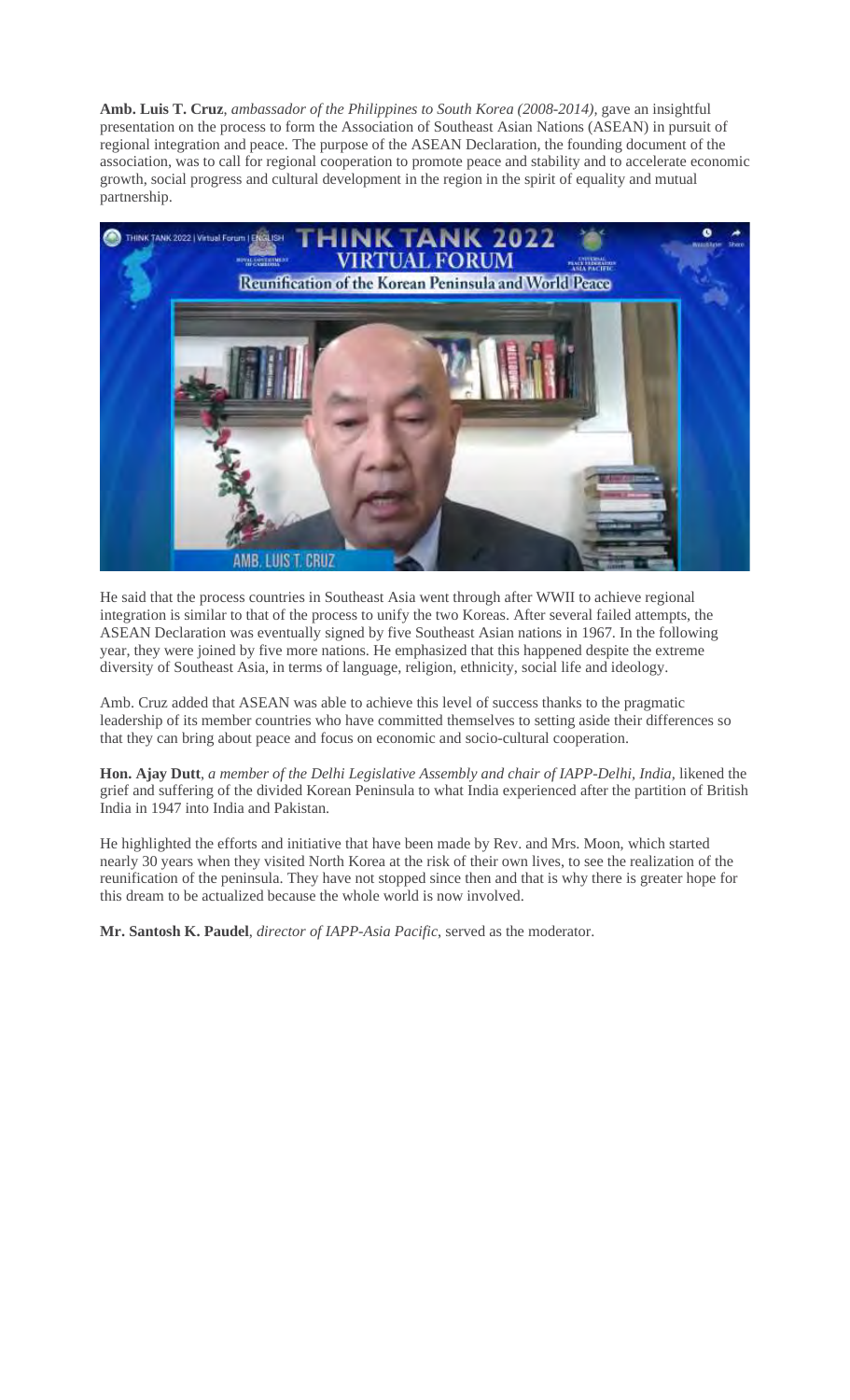**Amb. Luis T. Cruz**, *ambassador of the Philippines to South Korea (2008-2014),* gave an insightful presentation on the process to form the Association of Southeast Asian Nations (ASEAN) in pursuit of regional integration and peace. The purpose of the ASEAN Declaration, the founding document of the association, was to call for regional cooperation to promote peace and stability and to accelerate economic growth, social progress and cultural development in the region in the spirit of equality and mutual partnership.

He said that the process countries in Southeast Asia went through after WWII to achieve regional integration is similar to that of the process to unify the two Koreas. After several failed attempts, the ASEAN Declaration was eventually signed by five Southeast Asian nations in 1967. In the following year, they were joined by five more nations. He emphasized that this happened despite the extreme diversity of Southeast Asia, in terms of language, religion, ethnicity, social life and ideology.

Amb. Cruz added that ASEAN was able to achieve this level of success thanks to the pragmatic leadership of its member countries who have committed themselves to setting aside their differences so that they can bring about peace and focus on economic and socio-cultural cooperation.

**Hon. Ajay Dutt**, *a member of the Delhi Legislative Assembly and chair of IAPP-Delhi, India,* likened the grief and suffering of the divided Korean Peninsula to what India experienced after the partition of British India in 1947 into India and Pakistan.

He highlighted the efforts and initiative that have been made by Rev. and Mrs. Moon, which started nearly 30 years when they visited North Korea at the risk of their own lives, to see the realization of the reunification of the peninsula. They have not stopped since then and that is why there is greater hope for this dream to be actualized because the whole world is now involved.

**Mr. Santosh K. Paudel**, *director of IAPP-Asia Pacific*, served as the moderator.